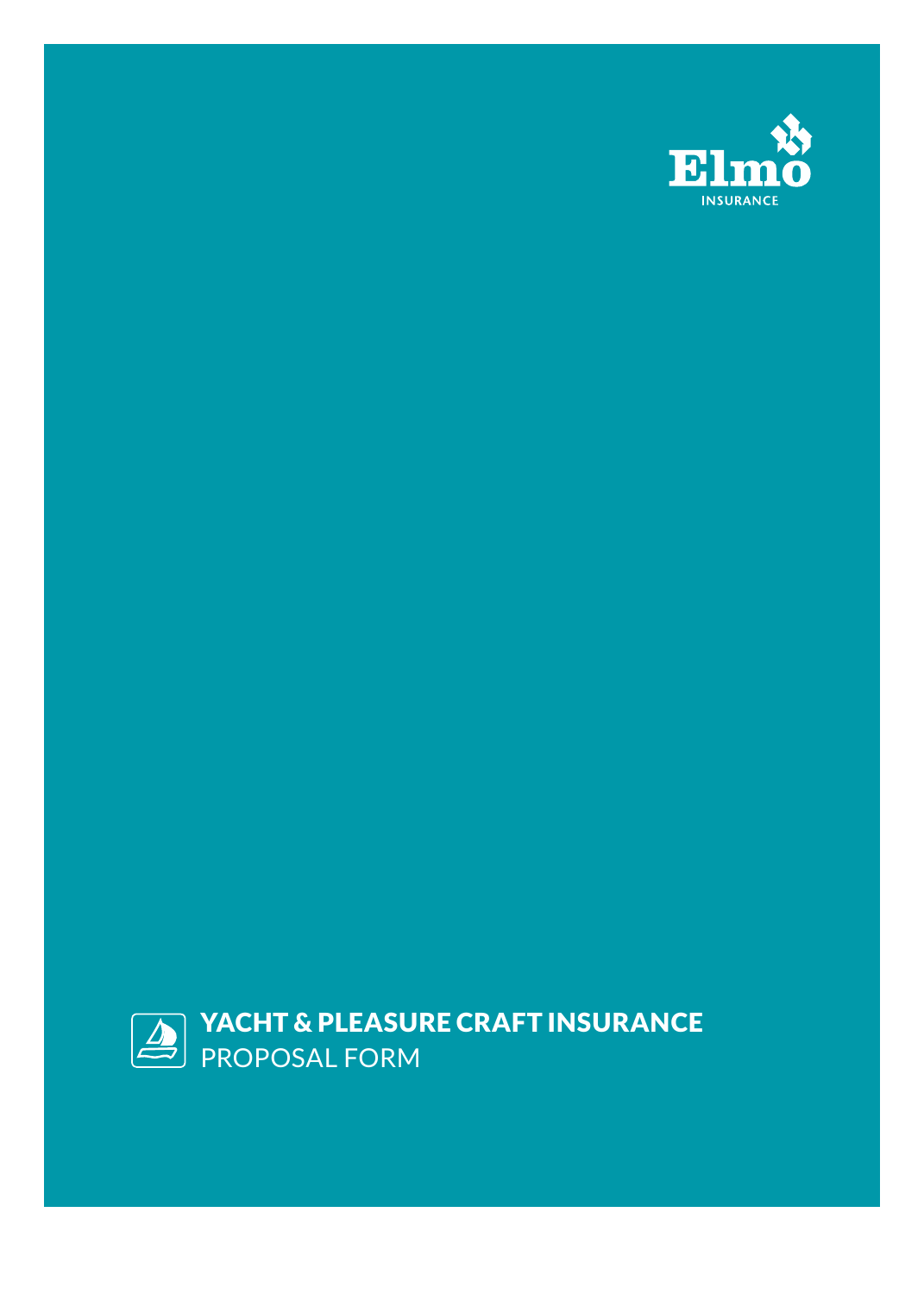Elmo

INSURANCE

# YACHT & PLEASURE CRAFT INSURANCE

## PROPOSAL FORM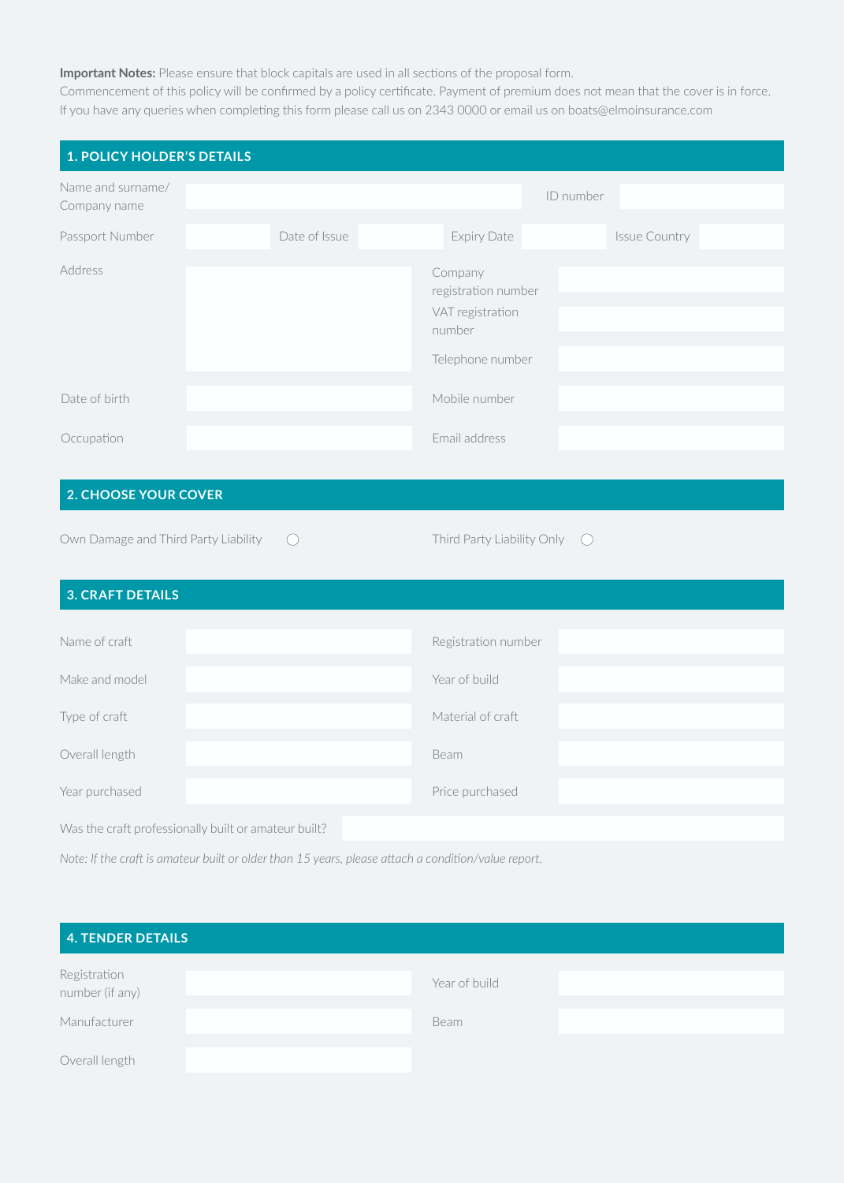**Important Notes:** Please ensure that block capitals are used in all sections of the proposal form.
Commencement of this policy will be confirmed by a policy certificate. Payment of premium does not mean that the cover is in force.
If you have any queries when completing this form please call us on 2343 0000 or email us on boats@elmoinsurance.com

## 1. POLICY HOLDER'S DETAILS

| | | | | | | | |
|---|---|---|---|---|---|---|---|
| Name and surname/ Company name | | | | | ID number | | |
| Passport Number | | Date of Issue | | Expiry Date | | Issue Country | |

| | | | |
|---|---|---|---|
| Address | | Company registration number | |
| | | VAT registration number | |
| | | Telephone number | |
| Date of birth | | Mobile number | |
| Occupation | | Email address | |

## 2. CHOOSE YOUR COVER

Own Damage and Third Party Liability ◯ Third Party Liability Only ◯

## 3. CRAFT DETAILS

| | | | |
|---|---|---|---|
| Name of craft | | Registration number | |
| Make and model | | Year of build | |
| Type of craft | | Material of craft | |
| Overall length | | Beam | |
| Year purchased | | Price purchased | |

Was the craft professionally built or amateur built?

*Note: If the craft is amateur built or older than 15 years, please attach a condition/value report.*

## 4. TENDER DETAILS

| | | | |
|---|---|---|---|
| Registration number (if any) | | Year of build | |
| Manufacturer | | Beam | |
| Overall length | | | |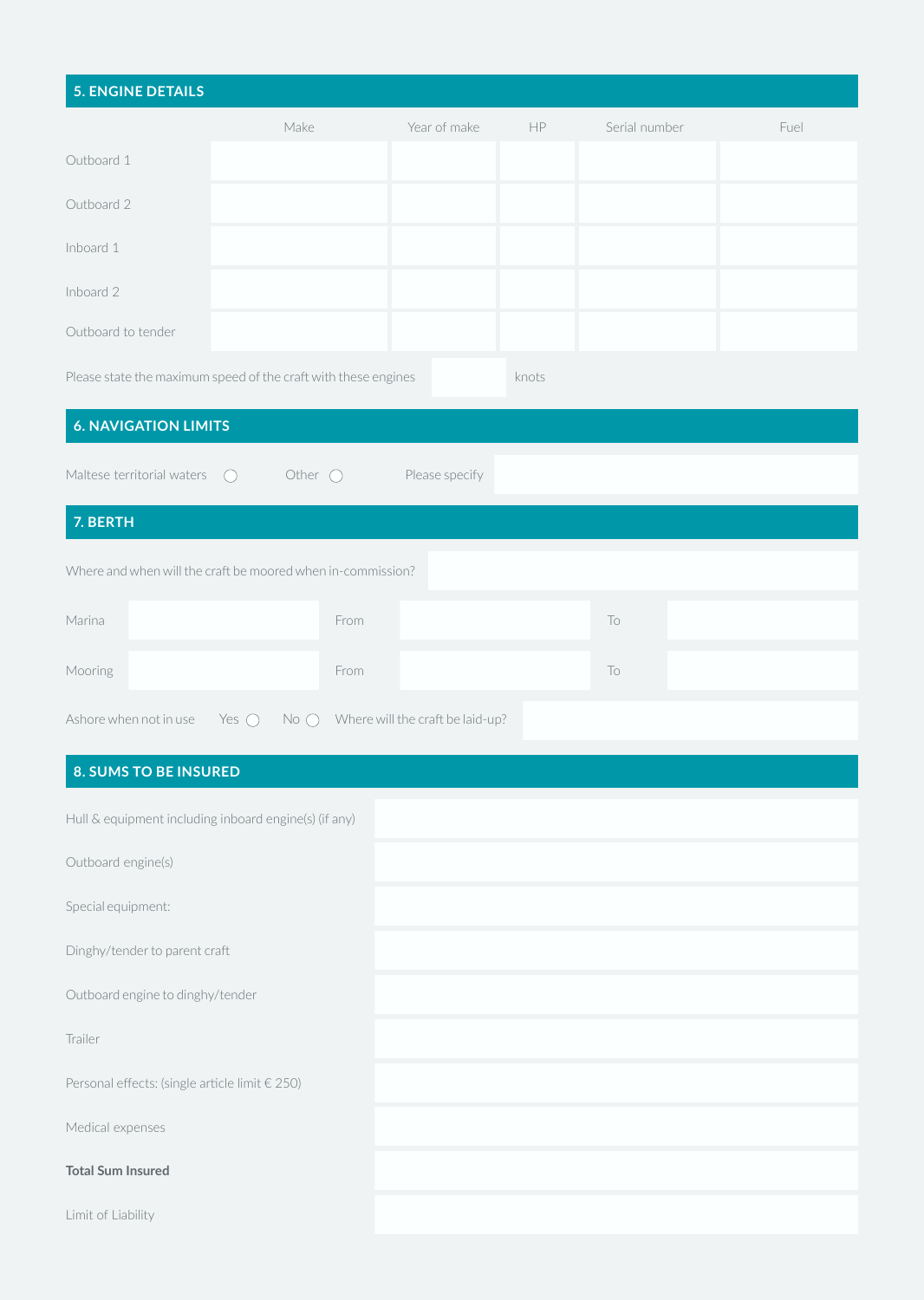## 5. ENGINE DETAILS

| | Make | Year of make | HP | Serial number | Fuel |
|---|---|---|---|---|---|
| Outboard 1 | | | | | |
| Outboard 2 | | | | | |
| Inboard 1 | | | | | |
| Inboard 2 | | | | | |
| Outboard to tender | | | | | |

Please state the maximum speed of the craft with these engines ______ knots

## 6. NAVIGATION LIMITS

Maltese territorial waters ◯ Other ◯ Please specify ______

## 7. BERTH

Where and when will the craft be moored when in-commission? ______

| | | | | | |
|---|---|---|---|---|---|
| Marina | | From | | To | |
| Mooring | | From | | To | |

Ashore when not in use Yes ◯ No ◯ Where will the craft be laid-up? ______

## 8. SUMS TO BE INSURED

| | |
|---|---|
| Hull & equipment including inboard engine(s) (if any) | |
| Outboard engine(s) | |
| Special equipment: | |
| Dinghy/tender to parent craft | |
| Outboard engine to dinghy/tender | |
| Trailer | |
| Personal effects: (single article limit € 250) | |
| Medical expenses | |
| **Total Sum Insured** | |
| Limit of Liability | |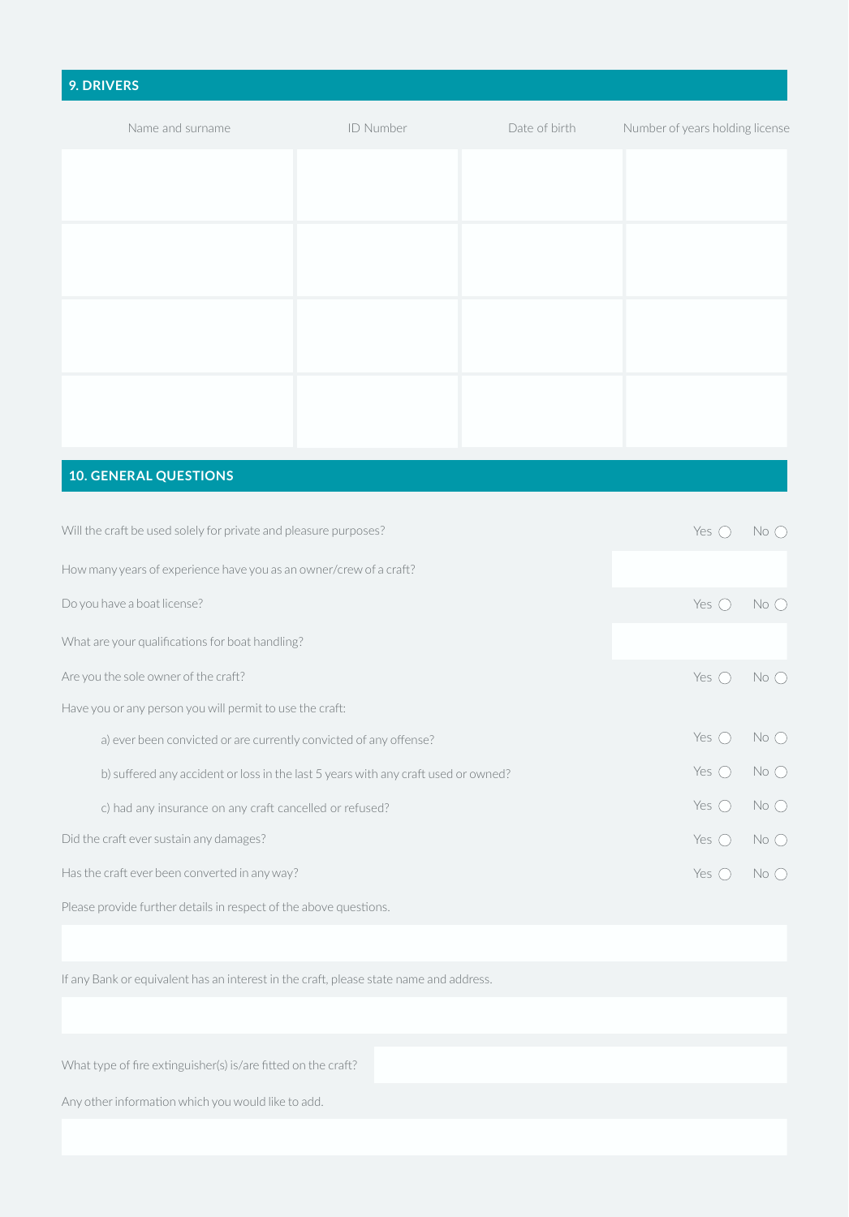## 9. DRIVERS

| Name and surname | ID Number | Date of birth | Number of years holding license |
| --- | --- | --- | --- |
| | | | |
| | | | |
| | | | |
| | | | |

## 10. GENERAL QUESTIONS

Will the craft be used solely for private and pleasure purposes? Yes ◯ No ◯

How many years of experience have you as an owner/crew of a craft?

Do you have a boat license? Yes ◯ No ◯

What are your qualifications for boat handling?

Are you the sole owner of the craft? Yes ◯ No ◯

Have you or any person you will permit to use the craft:

a) ever been convicted or are currently convicted of any offense? Yes ◯ No ◯

b) suffered any accident or loss in the last 5 years with any craft used or owned? Yes ◯ No ◯

c) had any insurance on any craft cancelled or refused? Yes ◯ No ◯

Did the craft ever sustain any damages? Yes ◯ No ◯

Has the craft ever been converted in any way? Yes ◯ No ◯

Please provide further details in respect of the above questions.

If any Bank or equivalent has an interest in the craft, please state name and address.

What type of fire extinguisher(s) is/are fitted on the craft?

Any other information which you would like to add.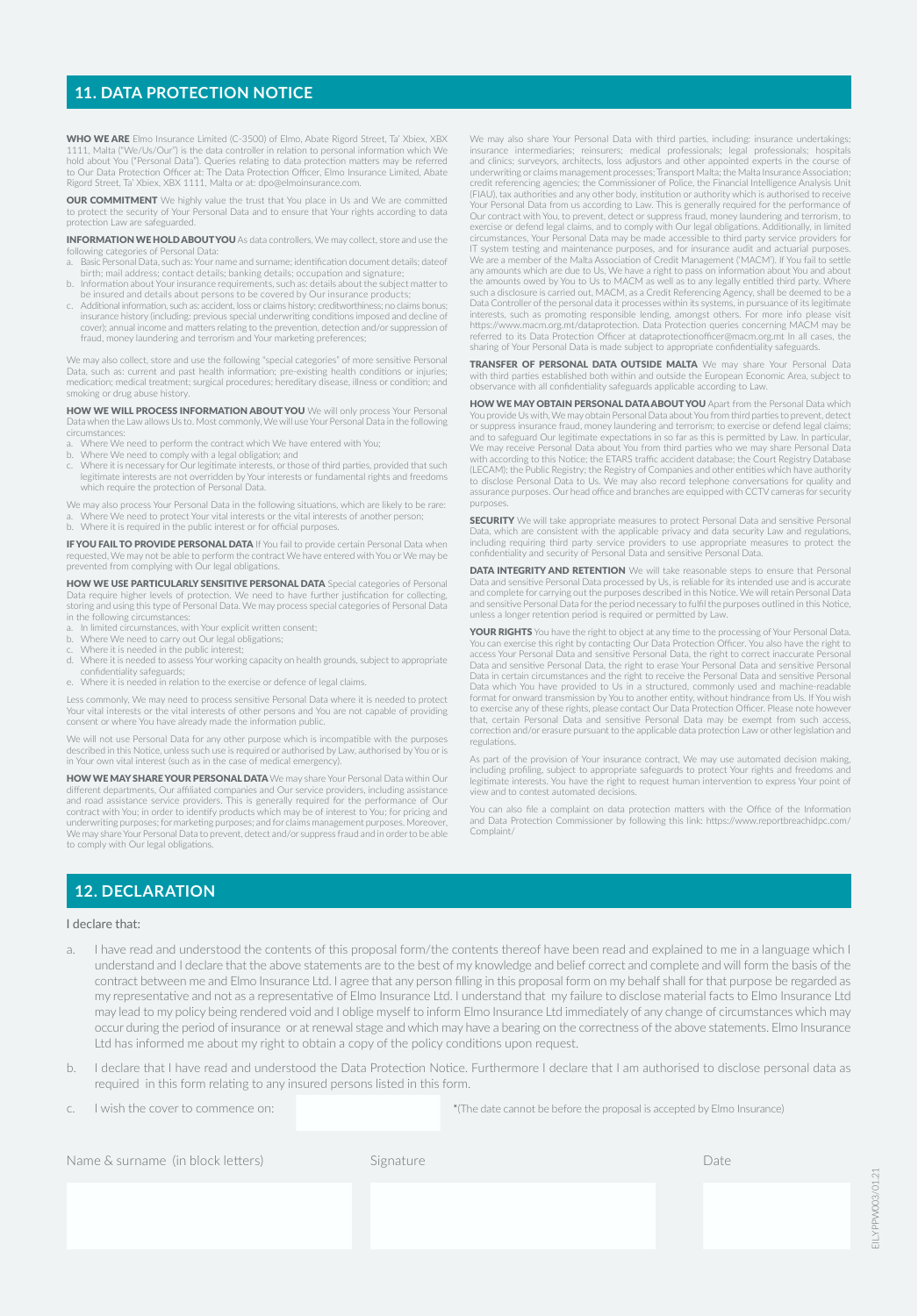## 11. DATA PROTECTION NOTICE

**WHO WE ARE** Elmo Insurance Limited (C-3500) of Elmo, Abate Rigord Street, Ta' Xbiex, XBX 1111, Malta ("We/Us/Our") is the data controller in relation to personal information which We hold about You ("Personal Data"). Queries relating to data protection matters may be referred to Our Data Protection Officer at: The Data Protection Officer, Elmo Insurance Limited, Abate Rigord Street, Ta' Xbiex, XBX 1111, Malta or at: dpo@elmoinsurance.com.

**OUR COMMITMENT** We highly value the trust that You place in Us and We are committed to protect the security of Your Personal Data and to ensure that Your rights according to data protection Law are safeguarded.

**INFORMATION WE HOLD ABOUT YOU** As data controllers, We may collect, store and use the following categories of Personal Data:

a. Basic Personal Data, such as: Your name and surname; identification document details; dateof birth; mail address; contact details; banking details; occupation and signature;
b. Information about Your insurance requirements, such as: details about the subject matter to be insured and details about persons to be covered by Our insurance products;
c. Additional information, such as: accident, loss or claims history; creditworthiness; no claims bonus; insurance history (including: previous special underwriting conditions imposed and decline of cover); annual income and matters relating to the prevention, detection and/or suppression of fraud, money laundering and terrorism and Your marketing preferences;

We may also collect, store and use the following "special categories" of more sensitive Personal Data, such as: current and past health information; pre-existing health conditions or injuries; medication; medical treatment; surgical procedures; hereditary disease, illness or condition; and smoking or drug abuse history.

**HOW WE WILL PROCESS INFORMATION ABOUT YOU** We will only process Your Personal Data when the Law allows Us to. Most commonly, We will use Your Personal Data in the following circumstances:

a. Where We need to perform the contract which We have entered with You;
b. Where We need to comply with a legal obligation; and
c. Where it is necessary for Our legitimate interests, or those of third parties, provided that such legitimate interests are not overridden by Your interests or fundamental rights and freedoms which require the protection of Personal Data.

We may also process Your Personal Data in the following situations, which are likely to be rare:

a. Where We need to protect Your vital interests or the vital interests of another person;
b. Where it is required in the public interest or for official purposes.

**IF YOU FAIL TO PROVIDE PERSONAL DATA** If You fail to provide certain Personal Data when requested, We may not be able to perform the contract We have entered with You or We may be prevented from complying with Our legal obligations.

**HOW WE USE PARTICULARLY SENSITIVE PERSONAL DATA** Special categories of Personal Data require higher levels of protection. We need to have further justification for collecting, storing and using this type of Personal Data. We may process special categories of Personal Data in the following circumstances:

a. In limited circumstances, with Your explicit written consent;
b. Where We need to carry out Our legal obligations;
c. Where it is needed in the public interest;
d. Where it is needed to assess Your working capacity on health grounds, subject to appropriate confidentiality safeguards;
e. Where it is needed in relation to the exercise or defence of legal claims.

Less commonly, We may need to process sensitive Personal Data where it is needed to protect Your vital interests or the vital interests of other persons and You are not capable of providing consent or where You have already made the information public.

We will not use Personal Data for any other purpose which is incompatible with the purposes described in this Notice, unless such use is required or authorised by Law, authorised by You or is in Your own vital interest (such as in the case of medical emergency).

**HOW WE MAY SHARE YOUR PERSONAL DATA** We may share Your Personal Data within Our different departments, Our affiliated companies and Our service providers, including assistance and road assistance service providers. This is generally required for the performance of Our contract with You; in order to identify products which may be of interest to You; for pricing and underwriting purposes; for marketing purposes; and for claims management purposes. Moreover, We may share Your Personal Data to prevent, detect and/or suppress fraud and in order to be able to comply with Our legal obligations.

We may also share Your Personal Data with third parties, including: insurance undertakings; insurance intermediaries; reinsurers; medical professionals; legal professionals; hospitals and clinics; surveyors, architects, loss adjustors and other appointed experts in the course of underwriting or claims management processes; Transport Malta; the Malta Insurance Association; credit referencing agencies; the Commissioner of Police, the Financial Intelligence Analysis Unit (FIAU), tax authorities and any other body, institution or authority which is authorised to receive Your Personal Data from us according to Law. This is generally required for the performance of Our contract with You, to prevent, detect or suppress fraud, money laundering and terrorism, to exercise or defend legal claims, and to comply with Our legal obligations. Additionally, in limited circumstances, Your Personal Data may be made accessible to third party service providers for IT system testing and maintenance purposes, and for insurance audit and actuarial purposes. We are a member of the Malta Association of Credit Management ('MACM'). If You fail to settle any amounts which are due to Us, We have a right to pass on information about You and about the amounts owed by You to Us to MACM as well as to any legally entitled third party. Where such a disclosure is carried out, MACM, as a Credit Referencing Agency, shall be deemed to be a Data Controller of the personal data it processes within its systems, in pursuance of its legitimate interests, such as promoting responsible lending, amongst others. For more info please visit https://www.macm.org.mt/dataprotection. Data Protection queries concerning MACM may be referred to its Data Protection Officer at dataprotectionofficer@macm.org.mt In all cases, the sharing of Your Personal Data is made subject to appropriate confidentiality safeguards.

**TRANSFER OF PERSONAL DATA OUTSIDE MALTA** We may share Your Personal Data with third parties established both within and outside the European Economic Area, subject to observance with all confidentiality safeguards applicable according to Law.

**HOW WE MAY OBTAIN PERSONAL DATA ABOUT YOU** Apart from the Personal Data which You provide Us with, We may obtain Personal Data about You from third parties to prevent, detect or suppress insurance fraud, money laundering and terrorism; to exercise or defend legal claims; and to safeguard Our legitimate expectations in so far as this is permitted by Law. In particular, We may receive Personal Data about You from third parties who we may share Personal Data with according to this Notice; the ETARS traffic accident database; the Court Registry Database (LECAM); the Public Registry; the Registry of Companies and other entities which have authority to disclose Personal Data to Us. We may also record telephone conversations for quality and assurance purposes. Our head office and branches are equipped with CCTV cameras for security purposes.

**SECURITY** We will take appropriate measures to protect Personal Data and sensitive Personal Data, which are consistent with the applicable privacy and data security Law and regulations, including requiring third party service providers to use appropriate measures to protect the confidentiality and security of Personal Data and sensitive Personal Data.

**DATA INTEGRITY AND RETENTION** We will take reasonable steps to ensure that Personal Data and sensitive Personal Data processed by Us, is reliable for its intended use and is accurate and complete for carrying out the purposes described in this Notice. We will retain Personal Data and sensitive Personal Data for the period necessary to fulfil the purposes outlined in this Notice, unless a longer retention period is required or permitted by Law.

**YOUR RIGHTS** You have the right to object at any time to the processing of Your Personal Data. You can exercise this right by contacting Our Data Protection Officer. You also have the right to access Your Personal Data and sensitive Personal Data, the right to correct inaccurate Personal Data and sensitive Personal Data, the right to erase Your Personal Data and sensitive Personal Data in certain circumstances and the right to receive the Personal Data and sensitive Personal Data which You have provided to Us in a structured, commonly used and machine-readable format for onward transmission by You to another entity, without hindrance from Us. If You wish to exercise any of these rights, please contact Our Data Protection Officer. Please note however that, certain Personal Data and sensitive Personal Data may be exempt from such access, correction and/or erasure pursuant to the applicable data protection Law or other legislation and regulations.

As part of the provision of Your insurance contract, We may use automated decision making, including profiling, subject to appropriate safeguards to protect Your rights and freedoms and legitimate interests. You have the right to request human intervention to express Your point of view and to contest automated decisions.

You can also file a complaint on data protection matters with the Office of the Information and Data Protection Commissioner by following this link: https://www.reportbreachidpc.com/Complaint/

## 12. DECLARATION

I declare that:

a. I have read and understood the contents of this proposal form/the contents thereof have been read and explained to me in a language which I understand and I declare that the above statements are to the best of my knowledge and belief correct and complete and will form the basis of the contract between me and Elmo Insurance Ltd. I agree that any person filling in this proposal form on my behalf shall for that purpose be regarded as my representative and not as a representative of Elmo Insurance Ltd. I understand that my failure to disclose material facts to Elmo Insurance Ltd may lead to my policy being rendered void and I oblige myself to inform Elmo Insurance Ltd immediately of any change of circumstances which may occur during the period of insurance or at renewal stage and which may have a bearing on the correctness of the above statements. Elmo Insurance Ltd has informed me about my right to obtain a copy of the policy conditions upon request.

b. I declare that I have read and understood the Data Protection Notice. Furthermore I declare that I am authorised to disclose personal data as required in this form relating to any insured persons listed in this form.

c. I wish the cover to commence on: ____________ *(The date cannot be before the proposal is accepted by Elmo Insurance)

| Name & surname (in block letters) | Signature | Date |
|---|---|---|
| | | |

EILYPPW003/01.21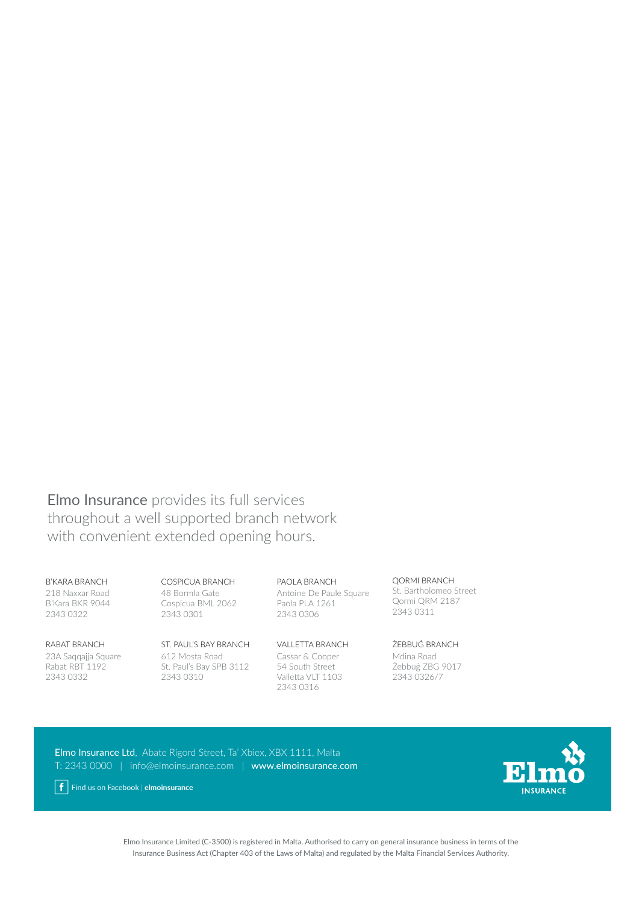Elmo Insurance provides its full services throughout a well supported branch network with convenient extended opening hours.

B'KARA BRANCH
218 Naxxar Road
B'Kara BKR 9044
2343 0322

COSPICUA BRANCH
48 Bormla Gate
Cospicua BML 2062
2343 0301

PAOLA BRANCH
Antoine De Paule Square
Paola PLA 1261
2343 0306

QORMI BRANCH
St. Bartholomeo Street
Qormi QRM 2187
2343 0311

RABAT BRANCH
23A Saqqajja Square
Rabat RBT 1192
2343 0332

ST. PAUL'S BAY BRANCH
612 Mosta Road
St. Paul's Bay SPB 3112
2343 0310

VALLETTA BRANCH
Cassar & Cooper
54 South Street
Valletta VLT 1103
2343 0316

ŻEBBUĠ BRANCH
Mdina Road
Żebbuġ ZBG 9017
2343 0326/7

Elmo Insurance Ltd, Abate Rigord Street, Ta' Xbiex, XBX 1111, Malta
T: 2343 0000 | info@elmoinsurance.com | www.elmoinsurance.com

Find us on Facebook | **elmoinsurance**

Elmo INSURANCE

Elmo Insurance Limited (C-3500) is registered in Malta. Authorised to carry on general insurance business in terms of the Insurance Business Act (Chapter 403 of the Laws of Malta) and regulated by the Malta Financial Services Authority.